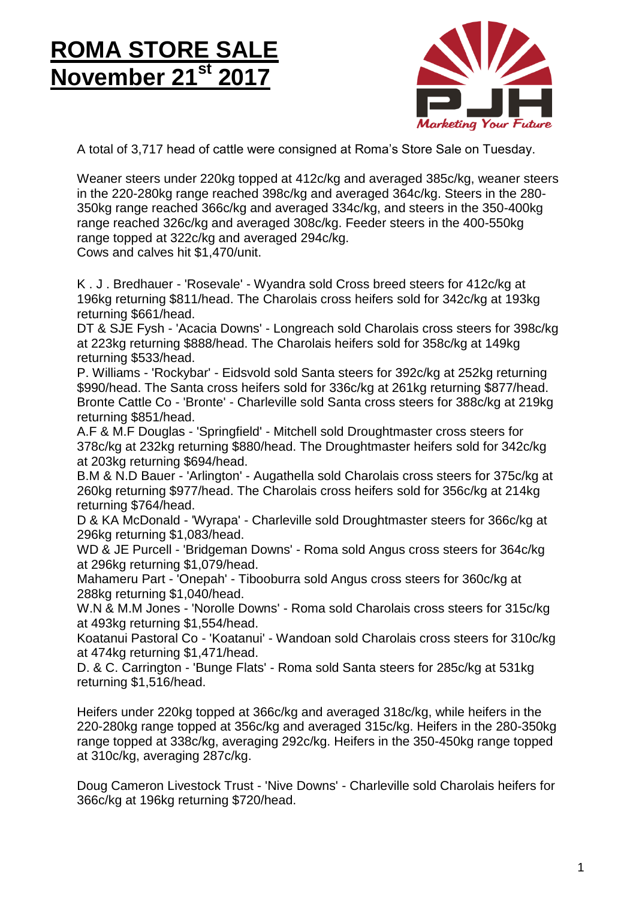# ROMA STORE SALE
# November 21st 2017

A total of 3,717 head of cattle were consigned at Roma's Store Sale on Tuesday.

Weaner steers under 220kg topped at 412c/kg and averaged 385c/kg, weaner steers in the 220-280kg range reached 398c/kg and averaged 364c/kg. Steers in the 280-350kg range reached 366c/kg and averaged 334c/kg, and steers in the 350-400kg range reached 326c/kg and averaged 308c/kg. Feeder steers in the 400-550kg range topped at 322c/kg and averaged 294c/kg.
Cows and calves hit $1,470/unit.

K . J . Bredhauer - 'Rosevale' - Wyandra sold Cross breed steers for 412c/kg at 196kg returning $811/head. The Charolais cross heifers sold for 342c/kg at 193kg returning $661/head.
DT & SJE Fysh - 'Acacia Downs' - Longreach sold Charolais cross steers for 398c/kg at 223kg returning $888/head. The Charolais heifers sold for 358c/kg at 149kg returning $533/head.
P. Williams - 'Rockybar' - Eidsvold sold Santa steers for 392c/kg at 252kg returning $990/head. The Santa cross heifers sold for 336c/kg at 261kg returning $877/head.
Bronte Cattle Co - 'Bronte' - Charleville sold Santa cross steers for 388c/kg at 219kg returning $851/head.
A.F & M.F Douglas - 'Springfield' - Mitchell sold Droughtmaster cross steers for 378c/kg at 232kg returning $880/head. The Droughtmaster heifers sold for 342c/kg at 203kg returning $694/head.
B.M & N.D Bauer - 'Arlington' - Augathella sold Charolais cross steers for 375c/kg at 260kg returning $977/head. The Charolais cross heifers sold for 356c/kg at 214kg returning $764/head.
D & KA McDonald - 'Wyrapa' - Charleville sold Droughtmaster steers for 366c/kg at 296kg returning $1,083/head.
WD & JE Purcell - 'Bridgeman Downs' - Roma sold Angus cross steers for 364c/kg at 296kg returning $1,079/head.
Mahameru Part - 'Onepah' - Tibooburra sold Angus cross steers for 360c/kg at 288kg returning $1,040/head.
W.N & M.M Jones - 'Norolle Downs' - Roma sold Charolais cross steers for 315c/kg at 493kg returning $1,554/head.
Koatanui Pastoral Co - 'Koatanui' - Wandoan sold Charolais cross steers for 310c/kg at 474kg returning $1,471/head.
D. & C. Carrington - 'Bunge Flats' - Roma sold Santa steers for 285c/kg at 531kg returning $1,516/head.

Heifers under 220kg topped at 366c/kg and averaged 318c/kg, while heifers in the 220-280kg range topped at 356c/kg and averaged 315c/kg. Heifers in the 280-350kg range topped at 338c/kg, averaging 292c/kg. Heifers in the 350-450kg range topped at 310c/kg, averaging 287c/kg.

Doug Cameron Livestock Trust - 'Nive Downs' - Charleville sold Charolais heifers for 366c/kg at 196kg returning $720/head.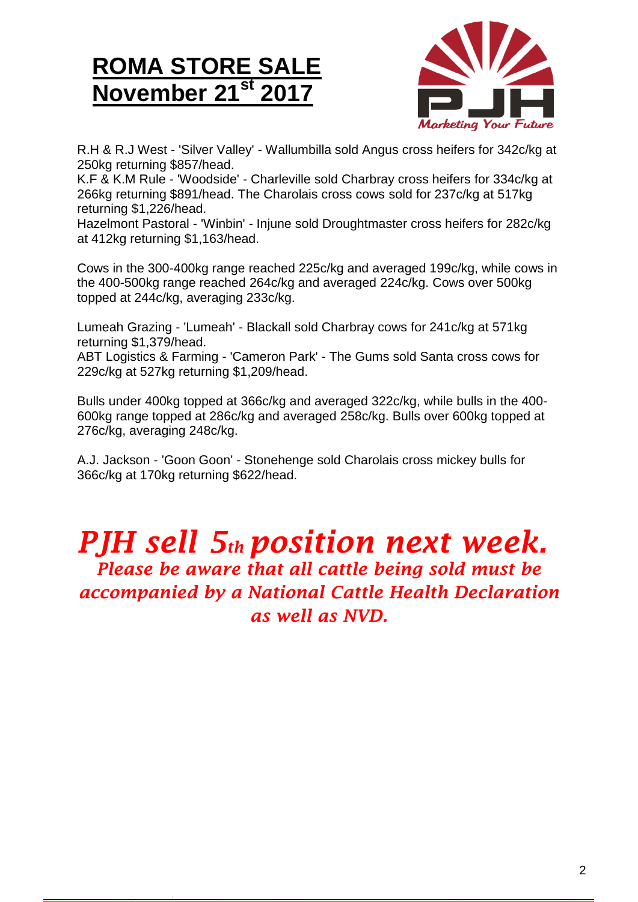# ROMA STORE SALE
# November 21st 2017

R.H & R.J West - 'Silver Valley' - Wallumbilla sold Angus cross heifers for 342c/kg at 250kg returning $857/head.
K.F & K.M Rule - 'Woodside' - Charleville sold Charbray cross heifers for 334c/kg at 266kg returning $891/head. The Charolais cross cows sold for 237c/kg at 517kg returning $1,226/head.
Hazelmont Pastoral - 'Winbin' - Injune sold Droughtmaster cross heifers for 282c/kg at 412kg returning $1,163/head.

Cows in the 300-400kg range reached 225c/kg and averaged 199c/kg, while cows in the 400-500kg range reached 264c/kg and averaged 224c/kg. Cows over 500kg topped at 244c/kg, averaging 233c/kg.

Lumeah Grazing - 'Lumeah' - Blackall sold Charbray cows for 241c/kg at 571kg returning $1,379/head.
ABT Logistics & Farming - 'Cameron Park' - The Gums sold Santa cross cows for 229c/kg at 527kg returning $1,209/head.

Bulls under 400kg topped at 366c/kg and averaged 322c/kg, while bulls in the 400-600kg range topped at 286c/kg and averaged 258c/kg. Bulls over 600kg topped at 276c/kg, averaging 248c/kg.

A.J. Jackson - 'Goon Goon' - Stonehenge sold Charolais cross mickey bulls for 366c/kg at 170kg returning $622/head.

***PJH sell 5th position next week.***

***Please be aware that all cattle being sold must be accompanied by a National Cattle Health Declaration as well as NVD.***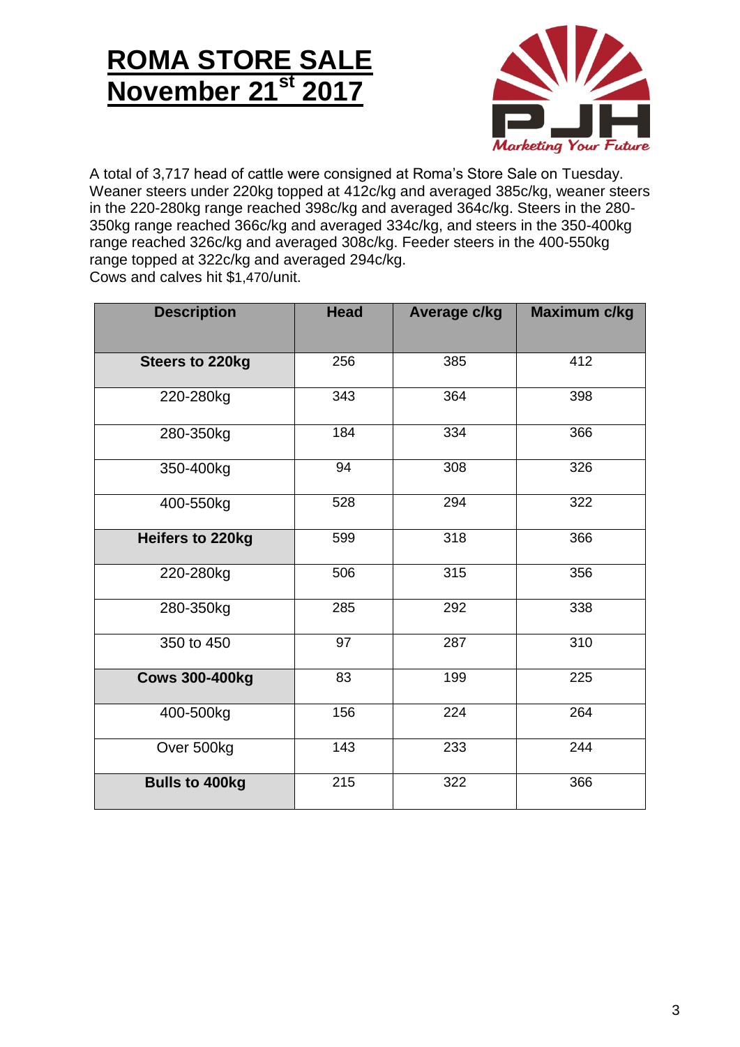# ROMA STORE SALE November 21st 2017

Marketing Your Future

A total of 3,717 head of cattle were consigned at Roma's Store Sale on Tuesday. Weaner steers under 220kg topped at 412c/kg and averaged 385c/kg, weaner steers in the 220-280kg range reached 398c/kg and averaged 364c/kg. Steers in the 280-350kg range reached 366c/kg and averaged 334c/kg, and steers in the 350-400kg range reached 326c/kg and averaged 308c/kg. Feeder steers in the 400-550kg range topped at 322c/kg and averaged 294c/kg.
Cows and calves hit $1,470/unit.

| Description | Head | Average c/kg | Maximum c/kg |
|---|---|---|---|
| **Steers to 220kg** | 256 | 385 | 412 |
| 220-280kg | 343 | 364 | 398 |
| 280-350kg | 184 | 334 | 366 |
| 350-400kg | 94 | 308 | 326 |
| 400-550kg | 528 | 294 | 322 |
| **Heifers to 220kg** | 599 | 318 | 366 |
| 220-280kg | 506 | 315 | 356 |
| 280-350kg | 285 | 292 | 338 |
| 350 to 450 | 97 | 287 | 310 |
| **Cows 300-400kg** | 83 | 199 | 225 |
| 400-500kg | 156 | 224 | 264 |
| Over 500kg | 143 | 233 | 244 |
| **Bulls to 400kg** | 215 | 322 | 366 |